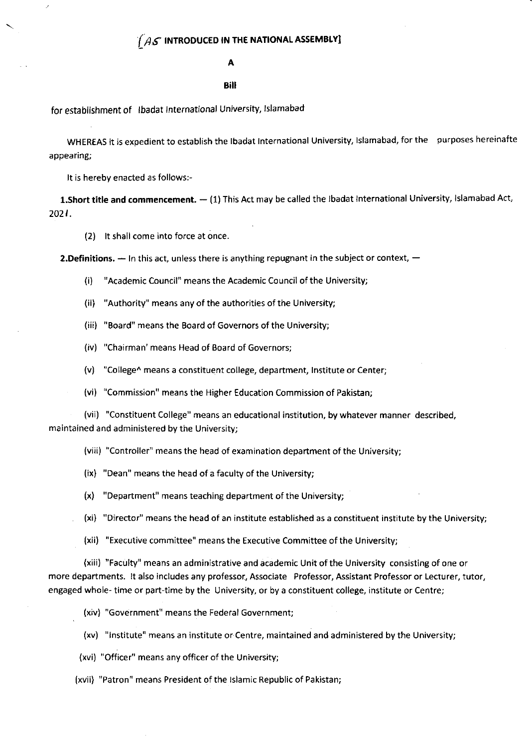# [AS INTRODUCED IN THE NATIONAL ASSEMBLY]

## A

## Bill

for establishment of Ibadat International University, Islamabad

WHEREAS it is expedient to establish the Ibadat International University, Islamabad, for the purposes hereinafte appearing;

It is hereby enacted as follows:-

**1.Short title and commencement.** — (1) This Act may be called the Ibadat International University, Islamabad Act, 2021.

(2) It shall come into force at once.

**2.Definitions.** — In this act, unless there is anything repugnant in the subject or context, —

(i) "Academic Council" means the Academic Council of the University;

(ii) "Authority" means any of the authorities of the University;

(iii) "Board" means the Board of Governors of the University;

(iv) "Chairman' means Head of Board of Governors;

(v) "College^ means a constituent college, department, Institute or Center;

(vi) "Commission" means the Higher Education Commission of Pakistan;

(vii) "Constituent College" means an educational institution, by whatever manner described, maintained and administered by the University;

(viii) "Controller" means the head of examination department of the University;

(ix) "Dean" means the head of a faculty of the University;

(x) "Department" means teaching department of the University;

(xi) "Director" means the head of an institute established as a constituent institute by the University;

(xii) "Executive committee" means the Executive Committee of the University;

(xiii) "Faculty" means an administrative and academic Unit of the University consisting of one or more departments. It also includes any professor, Associate Professor, Assistant Professor or Lecturer, tutor, engaged whole- time or part-time by the University, or by a constituent college, institute or Centre;

(xiv) "Government" means the Federal Government;

(xv) "Institute" means an institute or Centre, maintained and administered by the University;

(xvi) "Officer" means any officer of the University;

(xvii) "Patron" means President of the Islamic Republic of Pakistan;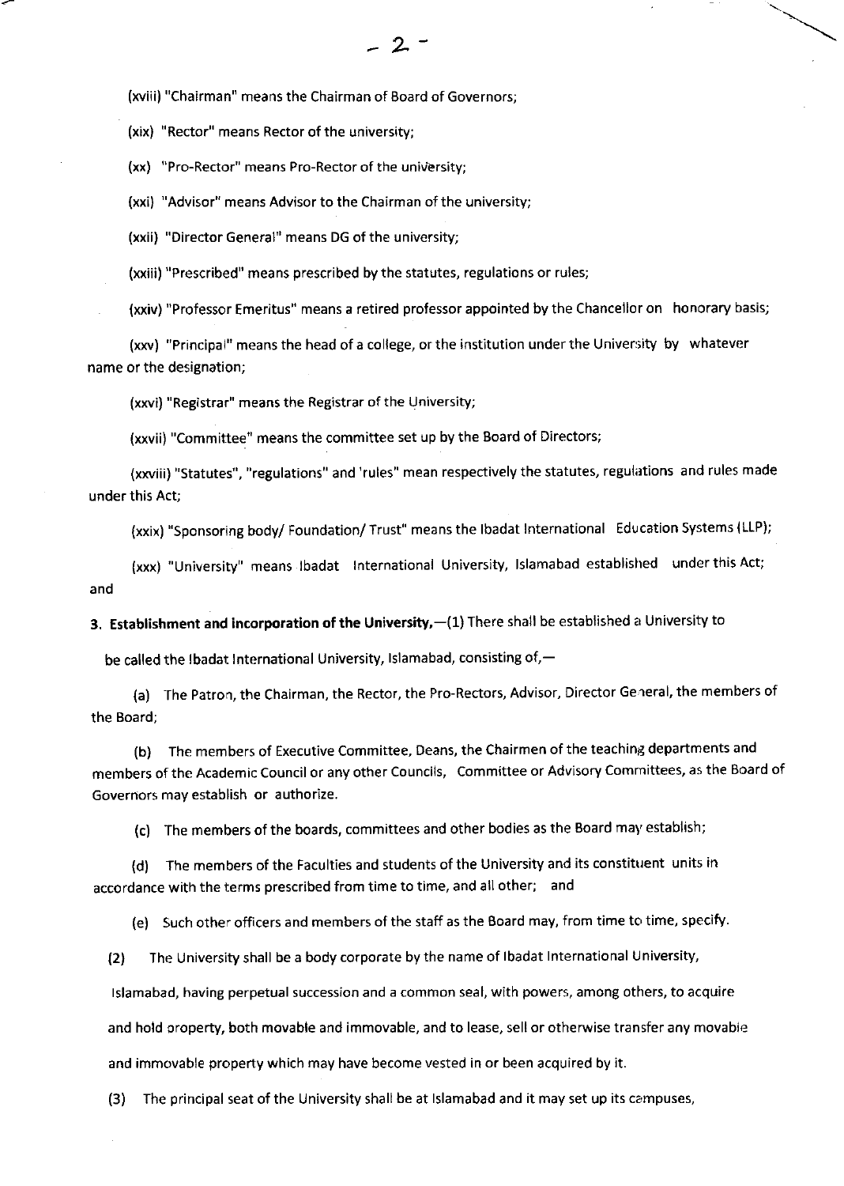(xviii) "Chairman" means the Chairman of Board of Governors;

(xix) "Rector" means Rector of the university;

(xx) "Pro-Rector" means Pro-Rector of the university;

(xxi) "Advisor" means Advisor to the Chairman of the university;

(xxii) "Director General" means DG of the university;

(xxiii) "Prescribed" means prescribed by the statutes, regulations or rules;

(xxiv) "Professor Emeritus" means a retired professor appointed by the Chancellor on honorary basis;

(xxv) "Principal" means the head of a college, or the institution under the University by whatever name or the designation;

(xxvi) "Registrar" means the Registrar of the University;

(xxvii) "Committee" means the committee set up by the Board of Directors;

(xxviii) "Statutes", "regulations" and 'rules" mean respectively the statutes, regulations and rules made under this Act;

(xxix) "Sponsoring body/ Foundation/ Trust" means the Ibadat International Education Systems (LLP);

(xxx) "University" means Ibadat International University, Islamabad established under this Act; and

**3. Establishment and Incorporation of the University.**—(1) There shall be established a University to be called the Ibadat International University, Islamabad, consisting of,—

(a) The Patron, the Chairman, the Rector, the Pro-Rectors, Advisor, Director General, the members of the Board;

(b) The members of Executive Committee, Deans, the Chairmen of the teaching departments and members of the Academic Council or any other Councils, Committee or Advisory Committees, as the Board of Governors may establish or authorize.

(c) The members of the boards, committees and other bodies as the Board may establish;

(d) The members of the Faculties and students of the University and its constituent units in accordance with the terms prescribed from time to time, and all other; and

(e) Such other officers and members of the staff as the Board may, from time to time, specify.

(2) The University shall be a body corporate by the name of Ibadat International University, Islamabad, having perpetual succession and a common seal, with powers, among others, to acquire and hold property, both movable and immovable, and to lease, sell or otherwise transfer any movable and immovable property which may have become vested in or been acquired by it.

(3) The principal seat of the University shall be at Islamabad and it may set up its campuses,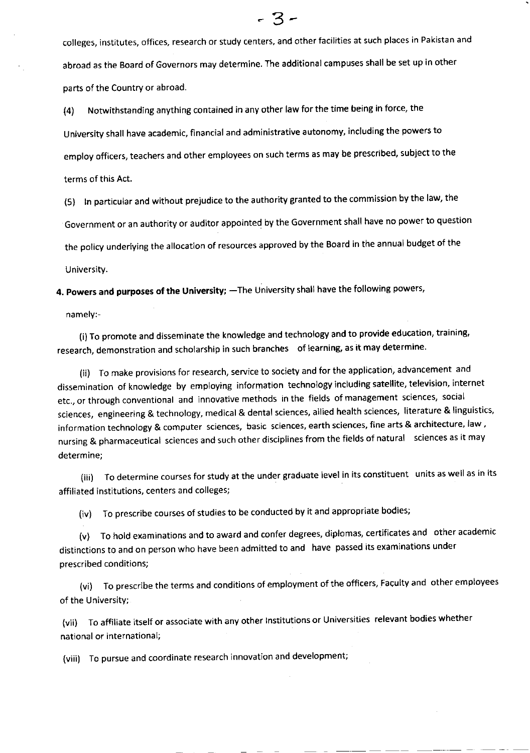colleges, institutes, offices, research or study centers, and other facilities at such places in Pakistan and abroad as the Board of Governors may determine. The additional campuses shall be set up in other parts of the Country or abroad.

(4) Notwithstanding anything contained in any other law for the time being in force, the University shall have academic, financial and administrative autonomy, including the powers to employ officers, teachers and other employees on such terms as may be prescribed, subject to the terms of this Act.

(5) In particular and without prejudice to the authority granted to the commission by the law, the Government or an authority or auditor appointed by the Government shall have no power to question the policy underlying the allocation of resources approved by the Board in the annual budget of the University.

**4. Powers and purposes of the University;** —The University shall have the following powers, namely:-

(i) To promote and disseminate the knowledge and technology and to provide education, training, research, demonstration and scholarship in such branches of learning, as it may determine.

(ii) To make provisions for research, service to society and for the application, advancement and dissemination of knowledge by employing information technology including satellite, television, internet etc., or through conventional and innovative methods in the fields of management sciences, social sciences, engineering & technology, medical & dental sciences, allied health sciences, literature & linguistics, information technology & computer sciences, basic sciences, earth sciences, fine arts & architecture, law, nursing & pharmaceutical sciences and such other disciplines from the fields of natural sciences as it may determine;

(iii) To determine courses for study at the under graduate level in its constituent units as well as in its affiliated institutions, centers and colleges;

(iv) To prescribe courses of studies to be conducted by it and appropriate bodies;

(v) To hold examinations and to award and confer degrees, diplomas, certificates and other academic distinctions to and on person who have been admitted to and have passed its examinations under prescribed conditions;

(vi) To prescribe the terms and conditions of employment of the officers, Faculty and other employees of the University;

(vii) To affiliate itself or associate with any other Institutions or Universities relevant bodies whether national or international;

(viii) To pursue and coordinate research innovation and development;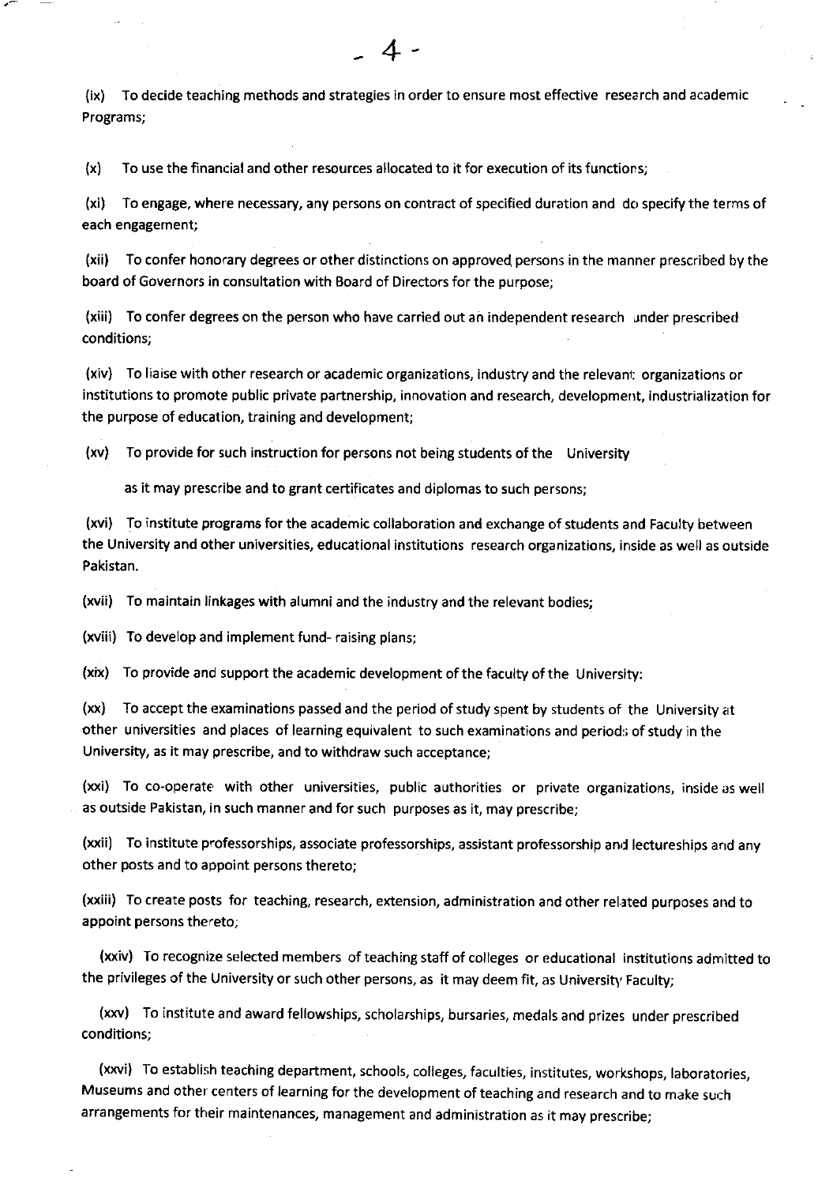(ix) To decide teaching methods and strategies in order to ensure most effective research and academic Programs;

(x) To use the financial and other resources allocated to it for execution of its functions;

(xi) To engage, where necessary, any persons on contract of specified duration and do specify the terms of each engagement;

(xii) To confer honorary degrees or other distinctions on approved persons in the manner prescribed by the board of Governors in consultation with Board of Directors for the purpose;

(xiii) To confer degrees on the person who have carried out an independent research under prescribed conditions;

(xiv) To liaise with other research or academic organizations, industry and the relevant organizations or institutions to promote public private partnership, innovation and research, development, industrialization for the purpose of education, training and development;

(xv) To provide for such instruction for persons not being students of the University

as it may prescribe and to grant certificates and diplomas to such persons;

(xvi) To institute programs for the academic collaboration and exchange of students and Faculty between the University and other universities, educational institutions research organizations, inside as well as outside Pakistan.

(xvii) To maintain linkages with alumni and the industry and the relevant bodies;

(xviii) To develop and implement fund- raising plans;

(xix) To provide and support the academic development of the faculty of the University:

(xx) To accept the examinations passed and the period of study spent by students of the University at other universities and places of learning equivalent to such examinations and periods of study in the University, as it may prescribe, and to withdraw such acceptance;

(xxi) To co-operate with other universities, public authorities or private organizations, inside as well as outside Pakistan, in such manner and for such purposes as it, may prescribe;

(xxii) To institute professorships, associate professorships, assistant professorship and lectureships and any other posts and to appoint persons thereto;

(xxiii) To create posts for teaching, research, extension, administration and other related purposes and to appoint persons thereto;

(xxiv) To recognize selected members of teaching staff of colleges or educational institutions admitted to the privileges of the University or such other persons, as it may deem fit, as University Faculty;

(xxv) To institute and award fellowships, scholarships, bursaries, medals and prizes under prescribed conditions;

(xxvi) To establish teaching department, schools, colleges, faculties, institutes, workshops, laboratories, Museums and other centers of learning for the development of teaching and research and to make such arrangements for their maintenances, management and administration as it may prescribe;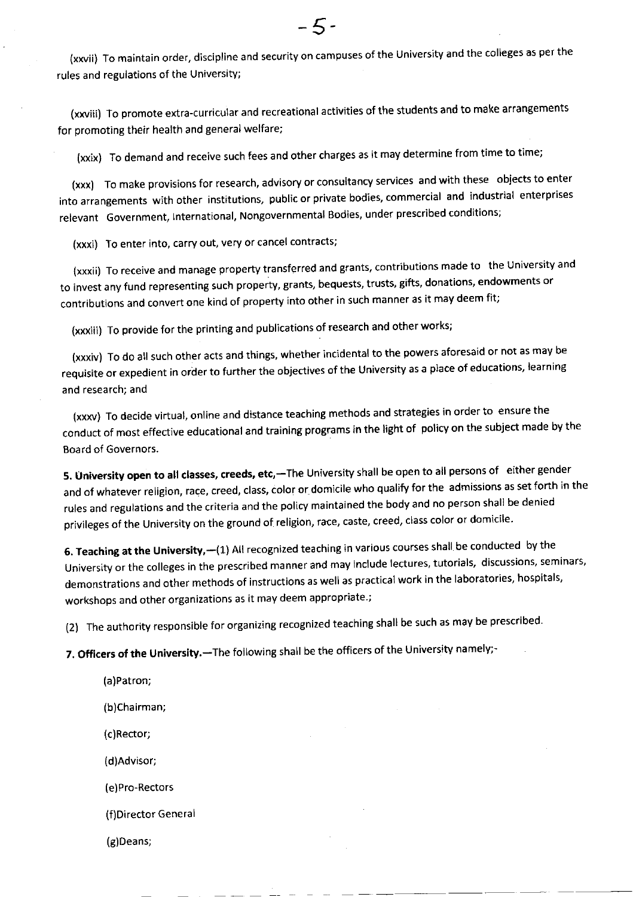(xxvii) To maintain order, discipline and security on campuses of the University and the colleges as per the rules and regulations of the University;

(xxviii) To promote extra-curricular and recreational activities of the students and to make arrangements for promoting their health and general welfare;

(xxix) To demand and receive such fees and other charges as it may determine from time to time;

(xxx) To make provisions for research, advisory or consultancy services and with these objects to enter into arrangements with other institutions, public or private bodies, commercial and industrial enterprises relevant Government, International, Nongovernmental Bodies, under prescribed conditions;

(xxxi) To enter into, carry out, very or cancel contracts;

(xxxii) To receive and manage property transferred and grants, contributions made to the University and to invest any fund representing such property, grants, bequests, trusts, gifts, donations, endowments or contributions and convert one kind of property into other in such manner as it may deem fit;

(xxxiii) To provide for the printing and publications of research and other works;

(xxxiv) To do all such other acts and things, whether incidental to the powers aforesaid or not as may be requisite or expedient in order to further the objectives of the University as a place of educations, learning and research; and

(xxxv) To decide virtual, online and distance teaching methods and strategies in order to ensure the conduct of most effective educational and training programs in the light of policy on the subject made by the Board of Governors.

**5. University open to all classes, creeds, etc,**—The University shall be open to all persons of either gender and of whatever religion, race, creed, class, color or domicile who qualify for the admissions as set forth in the rules and regulations and the criteria and the policy maintained the body and no person shall be denied privileges of the University on the ground of religion, race, caste, creed, class color or domicile.

**6. Teaching at the University,**—(1) All recognized teaching in various courses shall be conducted by the University or the colleges in the prescribed manner and may include lectures, tutorials, discussions, seminars, demonstrations and other methods of instructions as well as practical work in the laboratories, hospitals, workshops and other organizations as it may deem appropriate.;

(2) The authority responsible for organizing recognized teaching shall be such as may be prescribed.

**7. Officers of the University.**—The following shall be the officers of the University namely;-

(a)Patron;

(b)Chairman;

(c)Rector;

(d)Advisor;

(e)Pro-Rectors

(f)Director General

(g)Deans;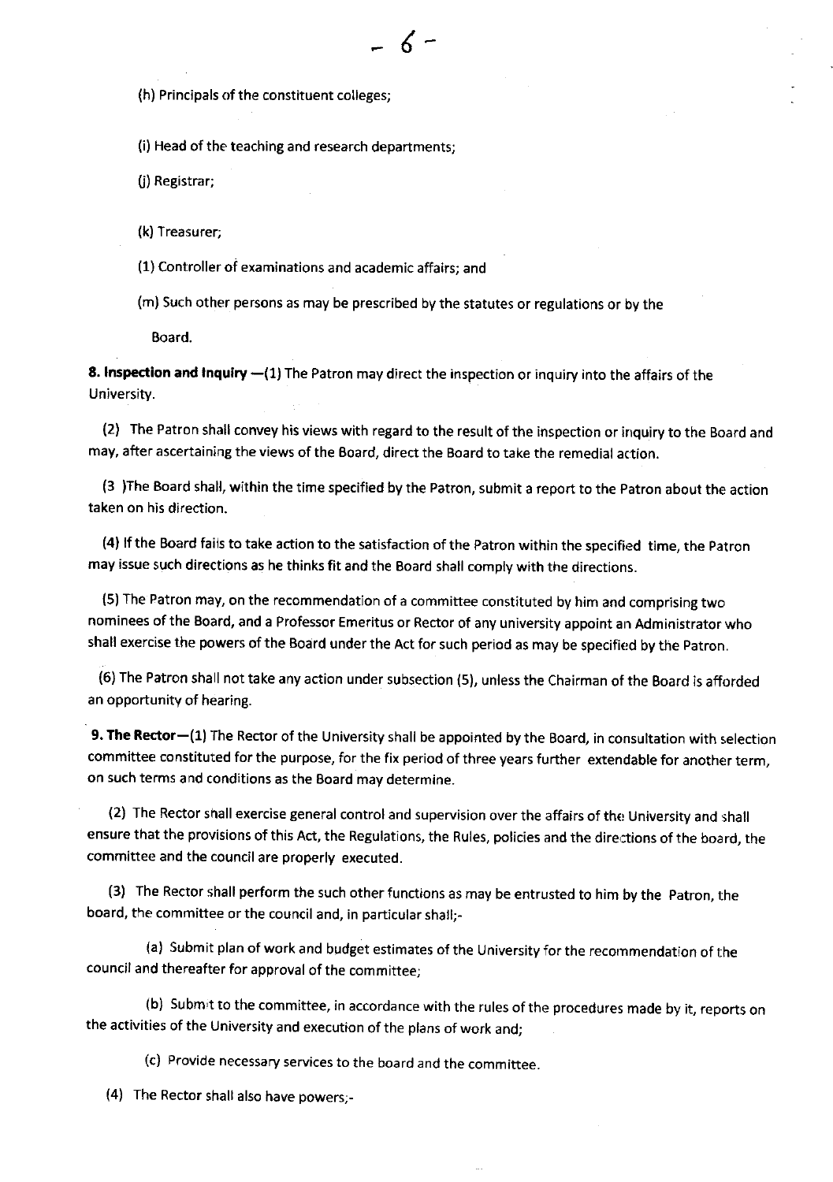(h) Principals of the constituent colleges;

(i) Head of the teaching and research departments;

(j) Registrar;

(k) Treasurer;

(1) Controller of examinations and academic affairs; and

(m) Such other persons as may be prescribed by the statutes or regulations or by the Board.

**8. Inspection and Inquiry** —(1) The Patron may direct the inspection or inquiry into the affairs of the University.

(2) The Patron shall convey his views with regard to the result of the inspection or inquiry to the Board and may, after ascertaining the views of the Board, direct the Board to take the remedial action.

(3 )The Board shall, within the time specified by the Patron, submit a report to the Patron about the action taken on his direction.

(4) If the Board fails to take action to the satisfaction of the Patron within the specified time, the Patron may issue such directions as he thinks fit and the Board shall comply with the directions.

(5) The Patron may, on the recommendation of a committee constituted by him and comprising two nominees of the Board, and a Professor Emeritus or Rector of any university appoint an Administrator who shall exercise the powers of the Board under the Act for such period as may be specified by the Patron.

(6) The Patron shall not take any action under subsection (5), unless the Chairman of the Board is afforded an opportunity of hearing.

**9. The Rector**—(1) The Rector of the University shall be appointed by the Board, in consultation with selection committee constituted for the purpose, for the fix period of three years further extendable for another term, on such terms and conditions as the Board may determine.

(2) The Rector shall exercise general control and supervision over the affairs of the University and shall ensure that the provisions of this Act, the Regulations, the Rules, policies and the directions of the board, the committee and the council are properly executed.

(3) The Rector shall perform the such other functions as may be entrusted to him by the Patron, the board, the committee or the council and, in particular shall;-

(a) Submit plan of work and budget estimates of the University for the recommendation of the council and thereafter for approval of the committee;

(b) Submit to the committee, in accordance with the rules of the procedures made by it, reports on the activities of the University and execution of the plans of work and;

(c) Provide necessary services to the board and the committee.

(4) The Rector shall also have powers;-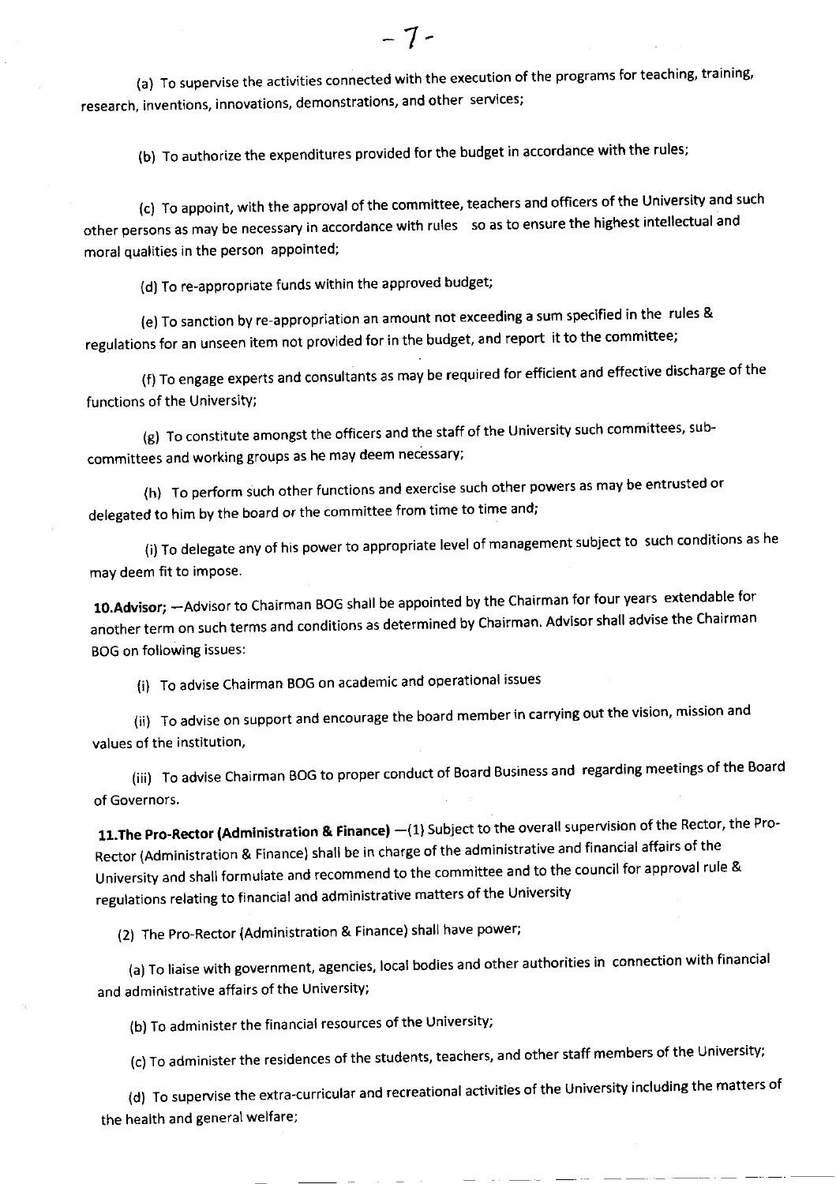(a) To supervise the activities connected with the execution of the programs for teaching, training, research, inventions, innovations, demonstrations, and other services;

(b) To authorize the expenditures provided for the budget in accordance with the rules;

(c) To appoint, with the approval of the committee, teachers and officers of the University and such other persons as may be necessary in accordance with rules so as to ensure the highest intellectual and moral qualities in the person appointed;

(d) To re-appropriate funds within the approved budget;

(e) To sanction by re-appropriation an amount not exceeding a sum specified in the rules & regulations for an unseen item not provided for in the budget, and report it to the committee;

(f) To engage experts and consultants as may be required for efficient and effective discharge of the functions of the University;

(g) To constitute amongst the officers and the staff of the University such committees, sub-committees and working groups as he may deem necessary;

(h) To perform such other functions and exercise such other powers as may be entrusted or delegated to him by the board or the committee from time to time and;

(i) To delegate any of his power to appropriate level of management subject to such conditions as he may deem fit to impose.

**10.Advisor;** —Advisor to Chairman BOG shall be appointed by the Chairman for four years extendable for another term on such terms and conditions as determined by Chairman. Advisor shall advise the Chairman BOG on following issues:

(i) To advise Chairman BOG on academic and operational issues

(ii) To advise on support and encourage the board member in carrying out the vision, mission and values of the institution,

(iii) To advise Chairman BOG to proper conduct of Board Business and regarding meetings of the Board of Governors.

**11.The Pro-Rector (Administration & Finance)** —(1) Subject to the overall supervision of the Rector, the Pro-Rector (Administration & Finance) shall be in charge of the administrative and financial affairs of the University and shall formulate and recommend to the committee and to the council for approval rule & regulations relating to financial and administrative matters of the University

(2) The Pro-Rector (Administration & Finance) shall have power;

(a) To liaise with government, agencies, local bodies and other authorities in connection with financial and administrative affairs of the University;

(b) To administer the financial resources of the University;

(c) To administer the residences of the students, teachers, and other staff members of the University;

(d) To supervise the extra-curricular and recreational activities of the University including the matters of the health and general welfare;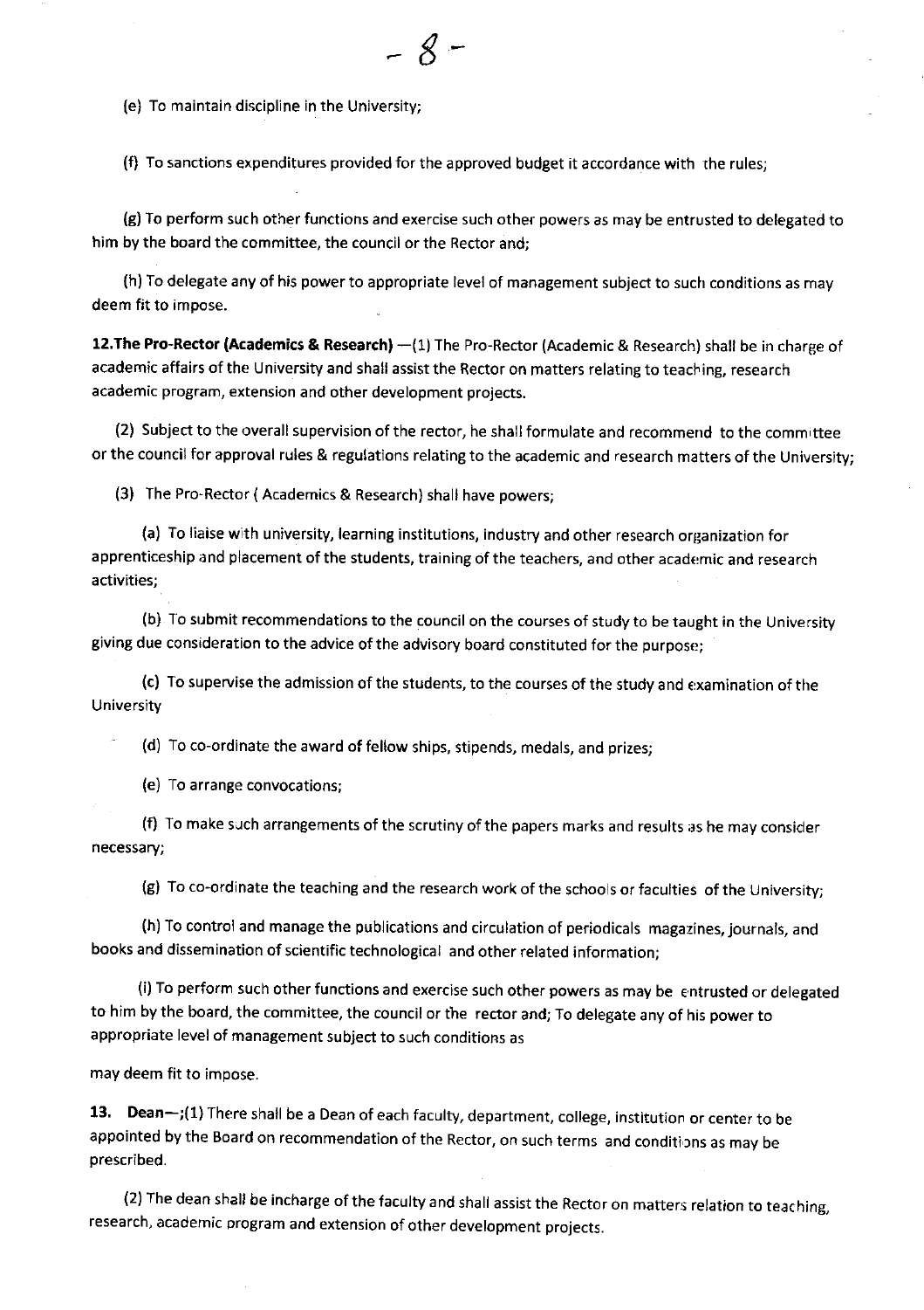(e) To maintain discipline in the University;

(f) To sanctions expenditures provided for the approved budget it accordance with the rules;

(g) To perform such other functions and exercise such other powers as may be entrusted to delegated to him by the board the committee, the council or the Rector and;

(h) To delegate any of his power to appropriate level of management subject to such conditions as may deem fit to impose.

**12.The Pro-Rector (Academics & Research)** —(1) The Pro-Rector (Academic & Research) shall be in charge of academic affairs of the University and shall assist the Rector on matters relating to teaching, research academic program, extension and other development projects.

(2) Subject to the overall supervision of the rector, he shall formulate and recommend to the committee or the council for approval rules & regulations relating to the academic and research matters of the University;

(3) The Pro-Rector ( Academics & Research) shall have powers;

(a) To liaise with university, learning institutions, industry and other research organization for apprenticeship and placement of the students, training of the teachers, and other academic and research activities;

(b) To submit recommendations to the council on the courses of study to be taught in the University giving due consideration to the advice of the advisory board constituted for the purpose;

(c) To supervise the admission of the students, to the courses of the study and examination of the University

(d) To co-ordinate the award of fellow ships, stipends, medals, and prizes;

(e) To arrange convocations;

(f) To make such arrangements of the scrutiny of the papers marks and results as he may consider necessary;

(g) To co-ordinate the teaching and the research work of the schools or faculties of the University;

(h) To control and manage the publications and circulation of periodicals magazines, journals, and books and dissemination of scientific technological and other related information;

(i) To perform such other functions and exercise such other powers as may be entrusted or delegated to him by the board, the committee, the council or the rector and; To delegate any of his power to appropriate level of management subject to such conditions as

may deem fit to impose.

**13. Dean—**;(1) There shall be a Dean of each faculty, department, college, institution or center to be appointed by the Board on recommendation of the Rector, on such terms and conditions as may be prescribed.

(2) The dean shall be incharge of the faculty and shall assist the Rector on matters relation to teaching, research, academic program and extension of other development projects.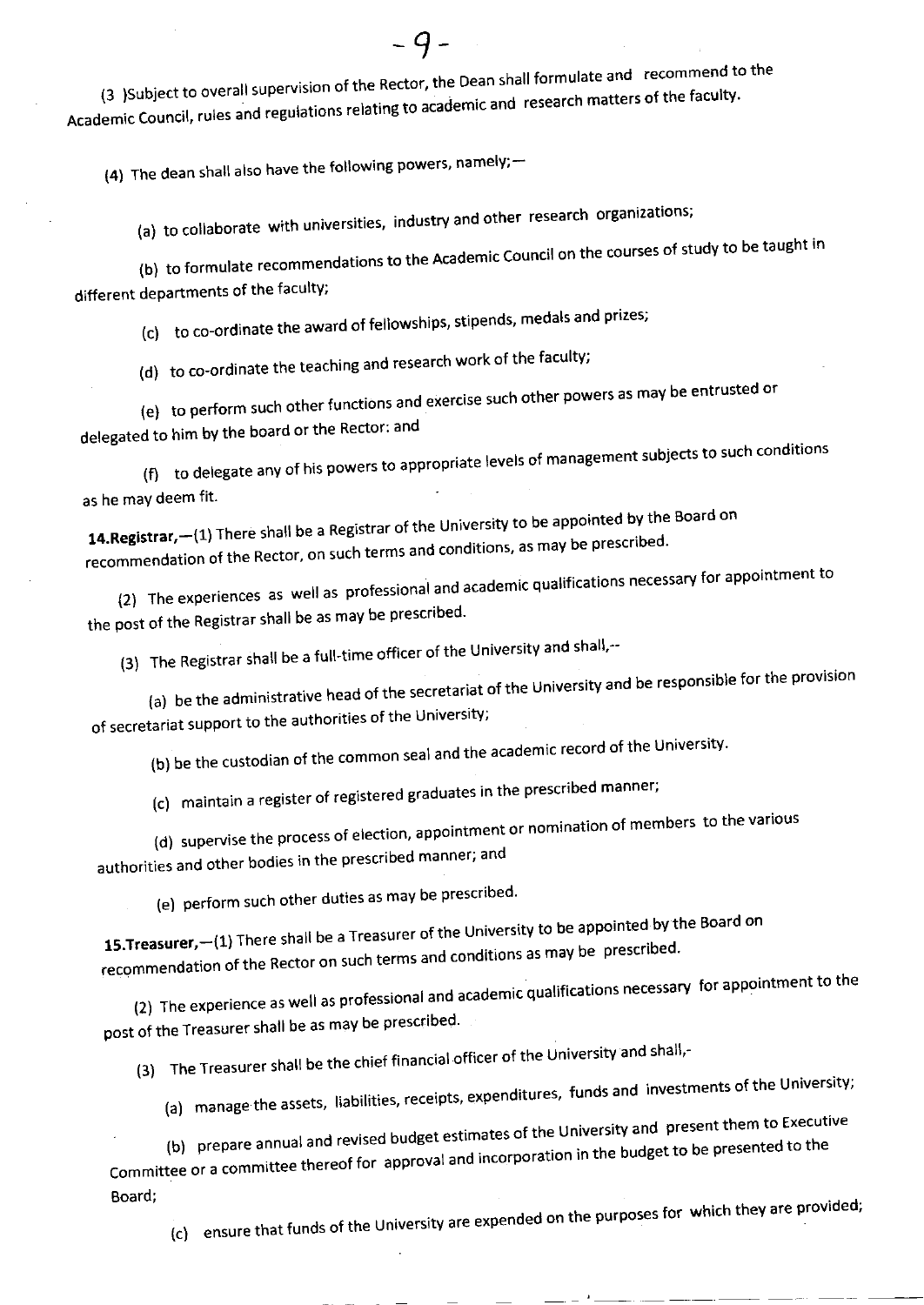(3 )Subject to overall supervision of the Rector, the Dean shall formulate and recommend to the Academic Council, rules and regulations relating to academic and research matters of the faculty.

(4) The dean shall also have the following powers, namely;—

(a) to collaborate with universities, industry and other research organizations;

(b) to formulate recommendations to the Academic Council on the courses of study to be taught in different departments of the faculty;

(c) to co-ordinate the award of fellowships, stipends, medals and prizes;

(d) to co-ordinate the teaching and research work of the faculty;

(e) to perform such other functions and exercise such other powers as may be entrusted or delegated to him by the board or the Rector: and

(f) to delegate any of his powers to appropriate levels of management subjects to such conditions as he may deem fit.

**14.Registrar,**—(1) There shall be a Registrar of the University to be appointed by the Board on recommendation of the Rector, on such terms and conditions, as may be prescribed.

(2) The experiences as well as professional and academic qualifications necessary for appointment to the post of the Registrar shall be as may be prescribed.

(3) The Registrar shall be a full-time officer of the University and shall,--

(a) be the administrative head of the secretariat of the University and be responsible for the provision of secretariat support to the authorities of the University;

(b) be the custodian of the common seal and the academic record of the University.

(c) maintain a register of registered graduates in the prescribed manner;

(d) supervise the process of election, appointment or nomination of members to the various authorities and other bodies in the prescribed manner; and

(e) perform such other duties as may be prescribed.

**15.Treasurer,**—(1) There shall be a Treasurer of the University to be appointed by the Board on recommendation of the Rector on such terms and conditions as may be prescribed.

(2) The experience as well as professional and academic qualifications necessary for appointment to the post of the Treasurer shall be as may be prescribed.

(3) The Treasurer shall be the chief financial officer of the University and shall,-

(a) manage the assets, liabilities, receipts, expenditures, funds and investments of the University;

(b) prepare annual and revised budget estimates of the University and present them to Executive Committee or a committee thereof for approval and incorporation in the budget to be presented to the Board;

(c) ensure that funds of the University are expended on the purposes for which they are provided;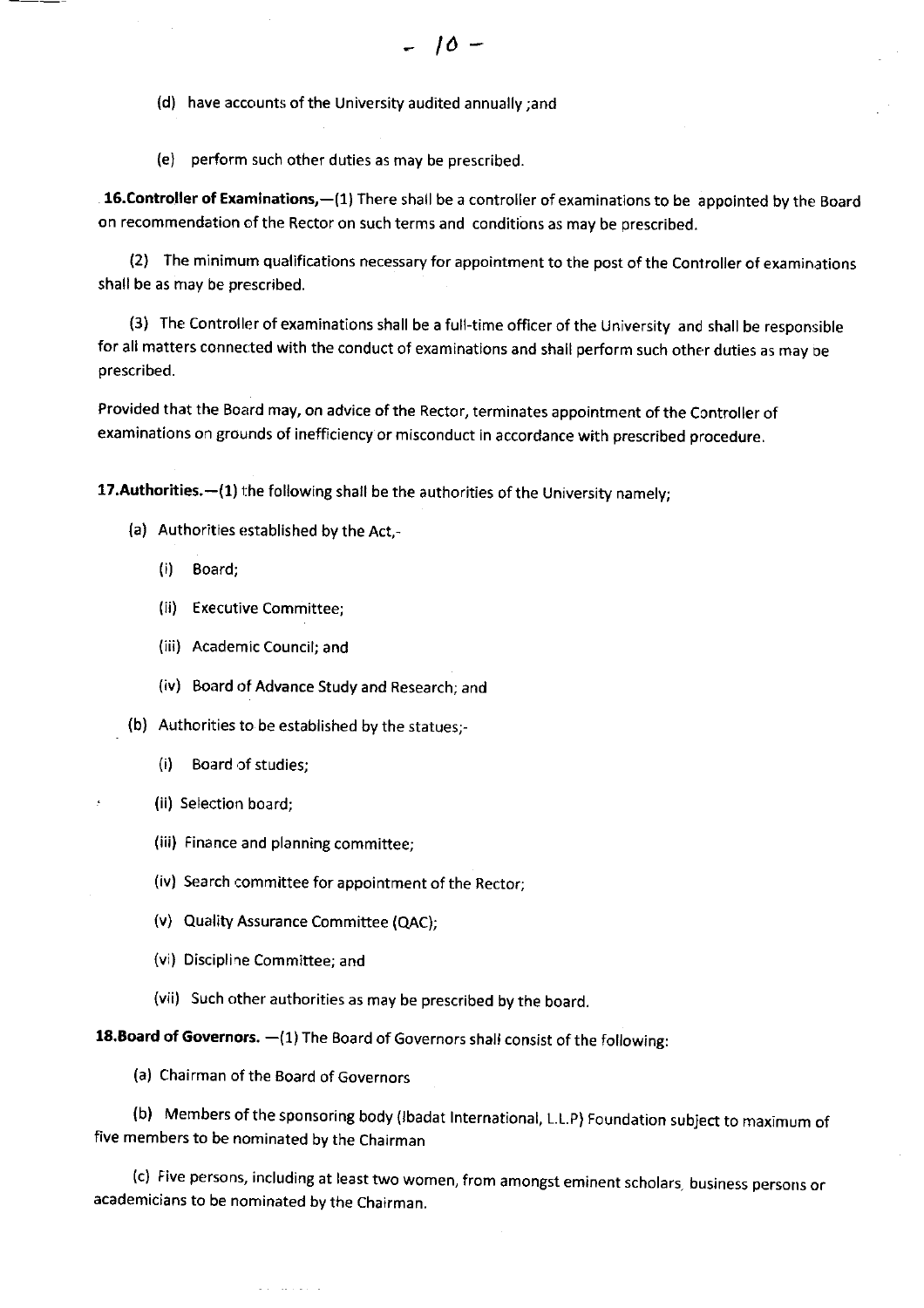(d) have accounts of the University audited annually ;and

(e) perform such other duties as may be prescribed.

**16.Controller of Examinations,**—(1) There shall be a controller of examinations to be appointed by the Board on recommendation of the Rector on such terms and conditions as may be prescribed.

(2) The minimum qualifications necessary for appointment to the post of the Controller of examinations shall be as may be prescribed.

(3) The Controller of examinations shall be a full-time officer of the University and shall be responsible for all matters connected with the conduct of examinations and shall perform such other duties as may be prescribed.

Provided that the Board may, on advice of the Rector, terminates appointment of the Controller of examinations on grounds of inefficiency or misconduct in accordance with prescribed procedure.

**17.Authorities.**—(1) the following shall be the authorities of the University namely;

(a) Authorities established by the Act,-

(i) Board;

(ii) Executive Committee;

(iii) Academic Council; and

(iv) Board of Advance Study and Research; and

(b) Authorities to be established by the statues;-

(i) Board of studies;

(ii) Selection board;

(iii) Finance and planning committee;

(iv) Search committee for appointment of the Rector;

(v) Quality Assurance Committee (QAC);

(vi) Discipline Committee; and

(vii) Such other authorities as may be prescribed by the board.

**18.Board of Governors.** —(1) The Board of Governors shall consist of the following:

(a) Chairman of the Board of Governors

(b) Members of the sponsoring body (Ibadat International, L.L.P) Foundation subject to maximum of five members to be nominated by the Chairman

(c) Five persons, including at least two women, from amongst eminent scholars, business persons or academicians to be nominated by the Chairman.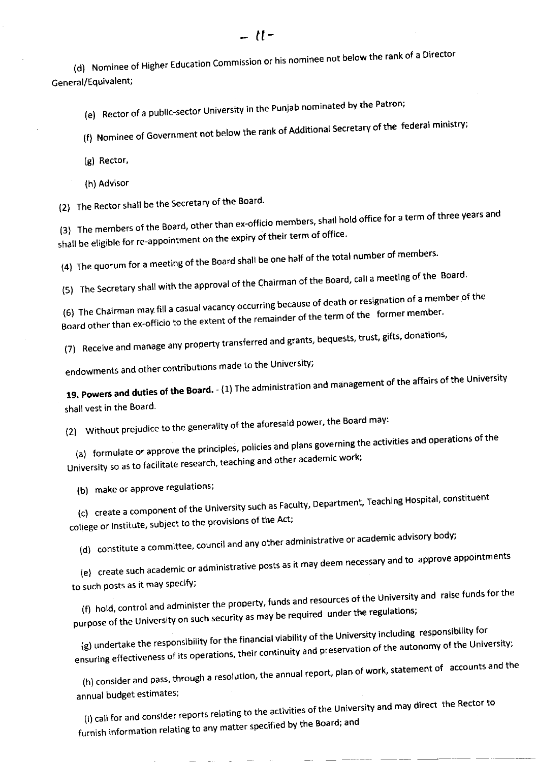(d) Nominee of Higher Education Commission or his nominee not below the rank of a Director General/Equivalent;

(e) Rector of a public-sector University in the Punjab nominated by the Patron;

(f) Nominee of Government not below the rank of Additional Secretary of the federal ministry;

(g) Rector,

(h) Advisor

(2) The Rector shall be the Secretary of the Board.

(3) The members of the Board, other than ex-officio members, shall hold office for a term of three years and shall be eligible for re-appointment on the expiry of their term of office.

(4) The quorum for a meeting of the Board shall be one half of the total number of members.

(5) The Secretary shall with the approval of the Chairman of the Board, call a meeting of the Board.

(6) The Chairman may fill a casual vacancy occurring because of death or resignation of a member of the Board other than ex-officio to the extent of the remainder of the term of the former member.

(7) Receive and manage any property transferred and grants, bequests, trust, gifts, donations, endowments and other contributions made to the University;

**19. Powers and duties of the Board.** - (1) The administration and management of the affairs of the University shall vest in the Board.

(2) Without prejudice to the generality of the aforesaid power, the Board may:

(a) formulate or approve the principles, policies and plans governing the activities and operations of the University so as to facilitate research, teaching and other academic work;

(b) make or approve regulations;

(c) create a component of the University such as Faculty, Department, Teaching Hospital, constituent college or institute, subject to the provisions of the Act;

(d) constitute a committee, council and any other administrative or academic advisory body;

(e) create such academic or administrative posts as it may deem necessary and to approve appointments to such posts as it may specify;

(f) hold, control and administer the property, funds and resources of the University and raise funds for the purpose of the University on such security as may be required under the regulations;

(g) undertake the responsibility for the financial viability of the University including responsibility for ensuring effectiveness of its operations, their continuity and preservation of the autonomy of the University;

(h) consider and pass, through a resolution, the annual report, plan of work, statement of accounts and the annual budget estimates;

(i) call for and consider reports relating to the activities of the University and may direct the Rector to furnish information relating to any matter specified by the Board; and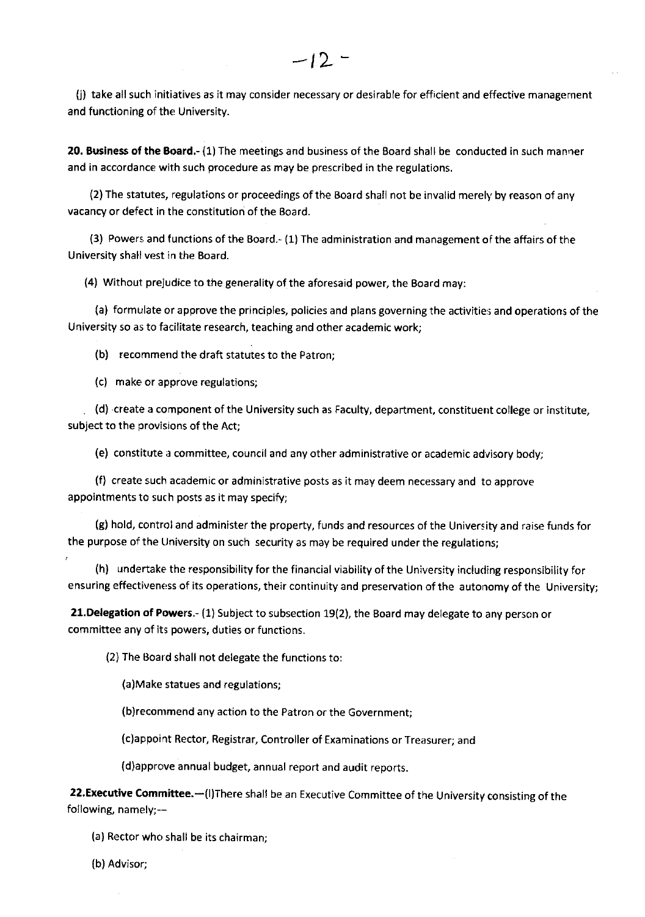(j) take all such initiatives as it may consider necessary or desirable for efficient and effective management and functioning of the University.

**20. Business of the Board.**- (1) The meetings and business of the Board shall be conducted in such manner and in accordance with such procedure as may be prescribed in the regulations.

(2) The statutes, regulations or proceedings of the Board shall not be invalid merely by reason of any vacancy or defect in the constitution of the Board.

(3) Powers and functions of the Board.- (1) The administration and management of the affairs of the University shall vest in the Board.

(4) Without prejudice to the generality of the aforesaid power, the Board may:

(a) formulate or approve the principles, policies and plans governing the activities and operations of the University so as to facilitate research, teaching and other academic work;

(b) recommend the draft statutes to the Patron;

(c) make or approve regulations;

(d) create a component of the University such as Faculty, department, constituent college or institute, subject to the provisions of the Act;

(e) constitute a committee, council and any other administrative or academic advisory body;

(f) create such academic or administrative posts as it may deem necessary and to approve appointments to such posts as it may specify;

(g) hold, control and administer the property, funds and resources of the University and raise funds for the purpose of the University on such security as may be required under the regulations;

(h) undertake the responsibility for the financial viability of the University including responsibility for ensuring effectiveness of its operations, their continuity and preservation of the autonomy of the University;

**21.Delegation of Powers.**- (1) Subject to subsection 19(2), the Board may delegate to any person or committee any of its powers, duties or functions.

(2) The Board shall not delegate the functions to:

(a)Make statues and regulations;

(b)recommend any action to the Patron or the Government;

(c)appoint Rector, Registrar, Controller of Examinations or Treasurer; and

(d)approve annual budget, annual report and audit reports.

**22.Executive Committee.**—(l)There shall be an Executive Committee of the University consisting of the following, namely;—

(a) Rector who shall be its chairman;

(b) Advisor;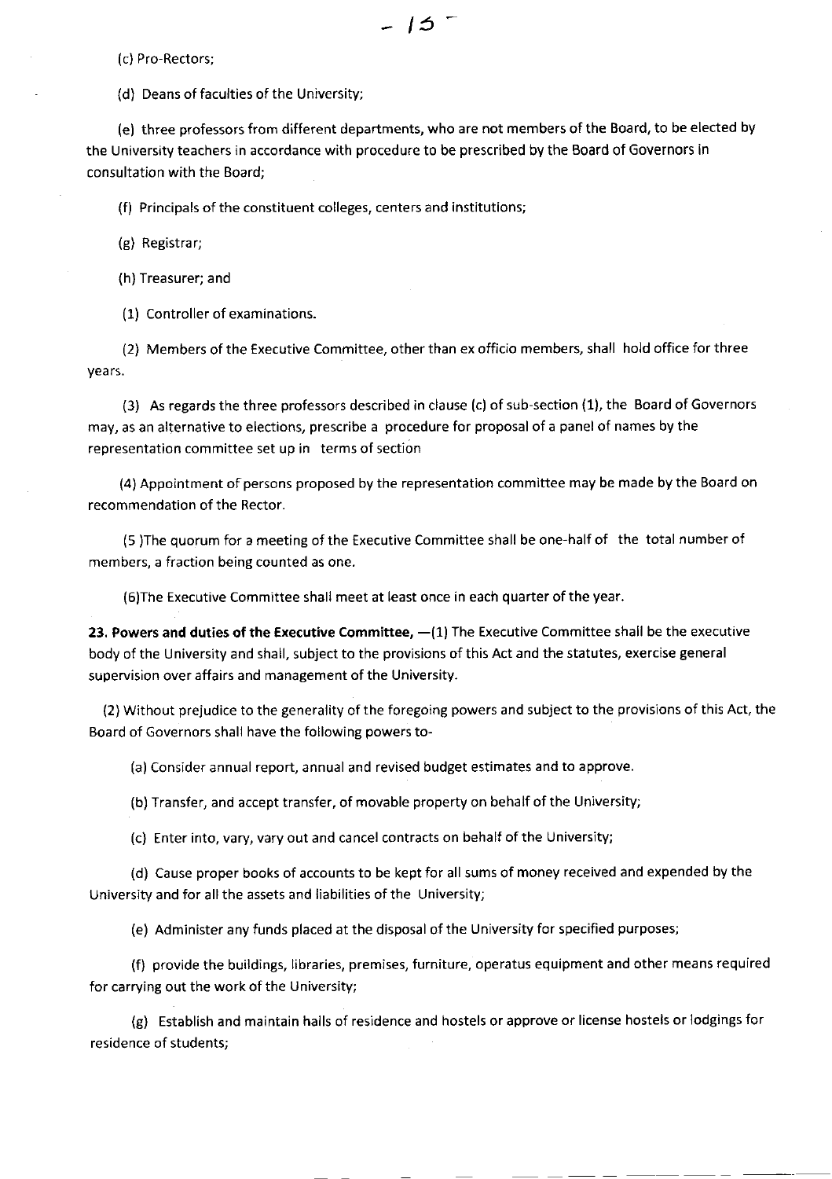(c) Pro-Rectors;

(d) Deans of faculties of the University;

(e) three professors from different departments, who are not members of the Board, to be elected by the University teachers in accordance with procedure to be prescribed by the Board of Governors in consultation with the Board;

(f) Principals of the constituent colleges, centers and institutions;

(g) Registrar;

(h) Treasurer; and

(1) Controller of examinations.

(2) Members of the Executive Committee, other than ex officio members, shall hold office for three years.

(3) As regards the three professors described in clause (c) of sub-section (1), the Board of Governors may, as an alternative to elections, prescribe a procedure for proposal of a panel of names by the representation committee set up in terms of section

(4) Appointment of persons proposed by the representation committee may be made by the Board on recommendation of the Rector.

(5 )The quorum for a meeting of the Executive Committee shall be one-half of the total number of members, a fraction being counted as one.

(6)The Executive Committee shall meet at least once in each quarter of the year.

**23. Powers and duties of the Executive Committee,** —(1) The Executive Committee shall be the executive body of the University and shall, subject to the provisions of this Act and the statutes, exercise general supervision over affairs and management of the University.

(2) Without prejudice to the generality of the foregoing powers and subject to the provisions of this Act, the Board of Governors shall have the following powers to-

(a) Consider annual report, annual and revised budget estimates and to approve.

(b) Transfer, and accept transfer, of movable property on behalf of the University;

(c) Enter into, vary, vary out and cancel contracts on behalf of the University;

(d) Cause proper books of accounts to be kept for all sums of money received and expended by the University and for all the assets and liabilities of the University;

(e) Administer any funds placed at the disposal of the University for specified purposes;

(f) provide the buildings, libraries, premises, furniture, operatus equipment and other means required for carrying out the work of the University;

(g) Establish and maintain halls of residence and hostels or approve or license hostels or lodgings for residence of students;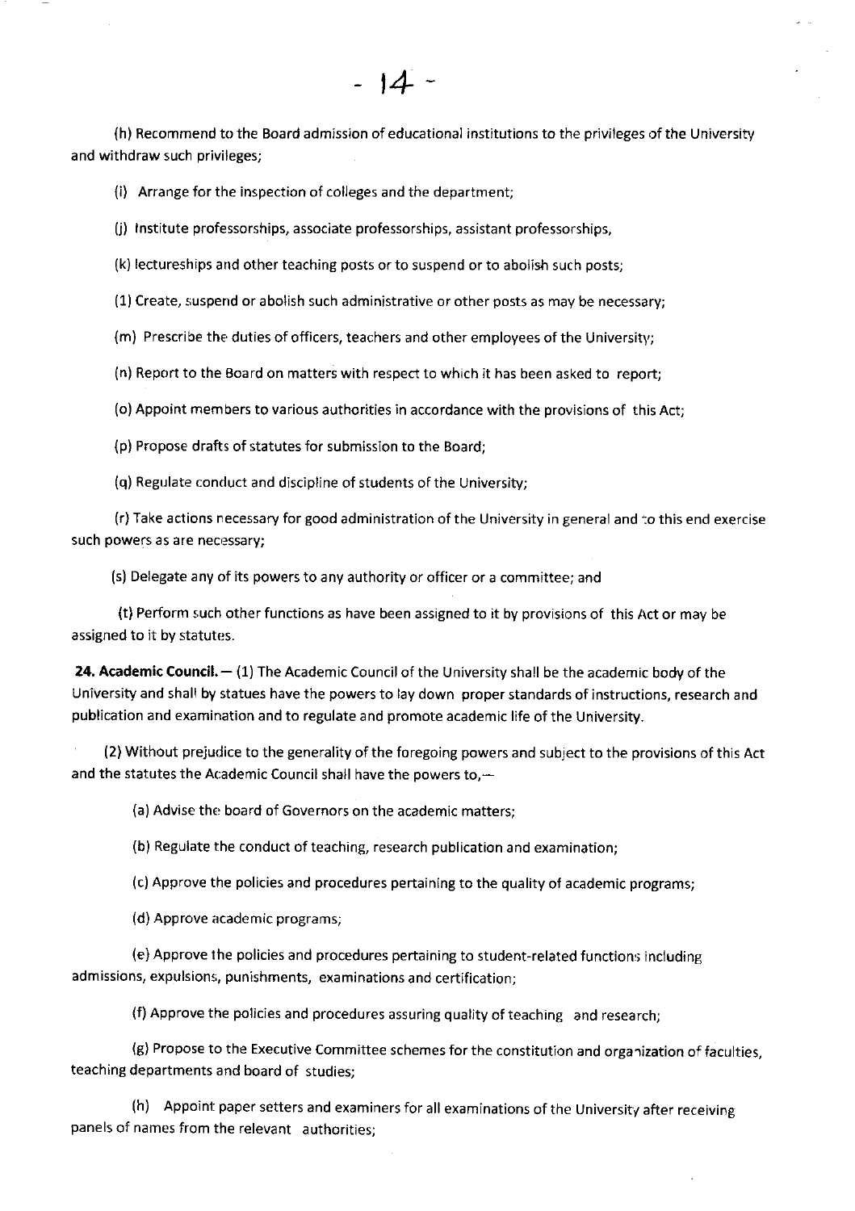(h) Recommend to the Board admission of educational institutions to the privileges of the University and withdraw such privileges;

(i) Arrange for the inspection of colleges and the department;

(j) Institute professorships, associate professorships, assistant professorships,

(k) lectureships and other teaching posts or to suspend or to abolish such posts;

(1) Create, suspend or abolish such administrative or other posts as may be necessary;

(m) Prescribe the duties of officers, teachers and other employees of the University;

(n) Report to the Board on matters with respect to which it has been asked to report;

(o) Appoint members to various authorities in accordance with the provisions of this Act;

(p) Propose drafts of statutes for submission to the Board;

(q) Regulate conduct and discipline of students of the University;

(r) Take actions necessary for good administration of the University in general and to this end exercise such powers as are necessary;

(s) Delegate any of its powers to any authority or officer or a committee; and

(t) Perform such other functions as have been assigned to it by provisions of this Act or may be assigned to it by statutes.

**24. Academic Council.** — (1) The Academic Council of the University shall be the academic body of the University and shall by statues have the powers to lay down proper standards of instructions, research and publication and examination and to regulate and promote academic life of the University.

(2) Without prejudice to the generality of the foregoing powers and subject to the provisions of this Act and the statutes the Academic Council shall have the powers to,—

(a) Advise the board of Governors on the academic matters;

(b) Regulate the conduct of teaching, research publication and examination;

(c) Approve the policies and procedures pertaining to the quality of academic programs;

(d) Approve academic programs;

(e) Approve the policies and procedures pertaining to student-related functions including admissions, expulsions, punishments, examinations and certification;

(f) Approve the policies and procedures assuring quality of teaching and research;

(g) Propose to the Executive Committee schemes for the constitution and organization of faculties, teaching departments and board of studies;

(h) Appoint paper setters and examiners for all examinations of the University after receiving panels of names from the relevant authorities;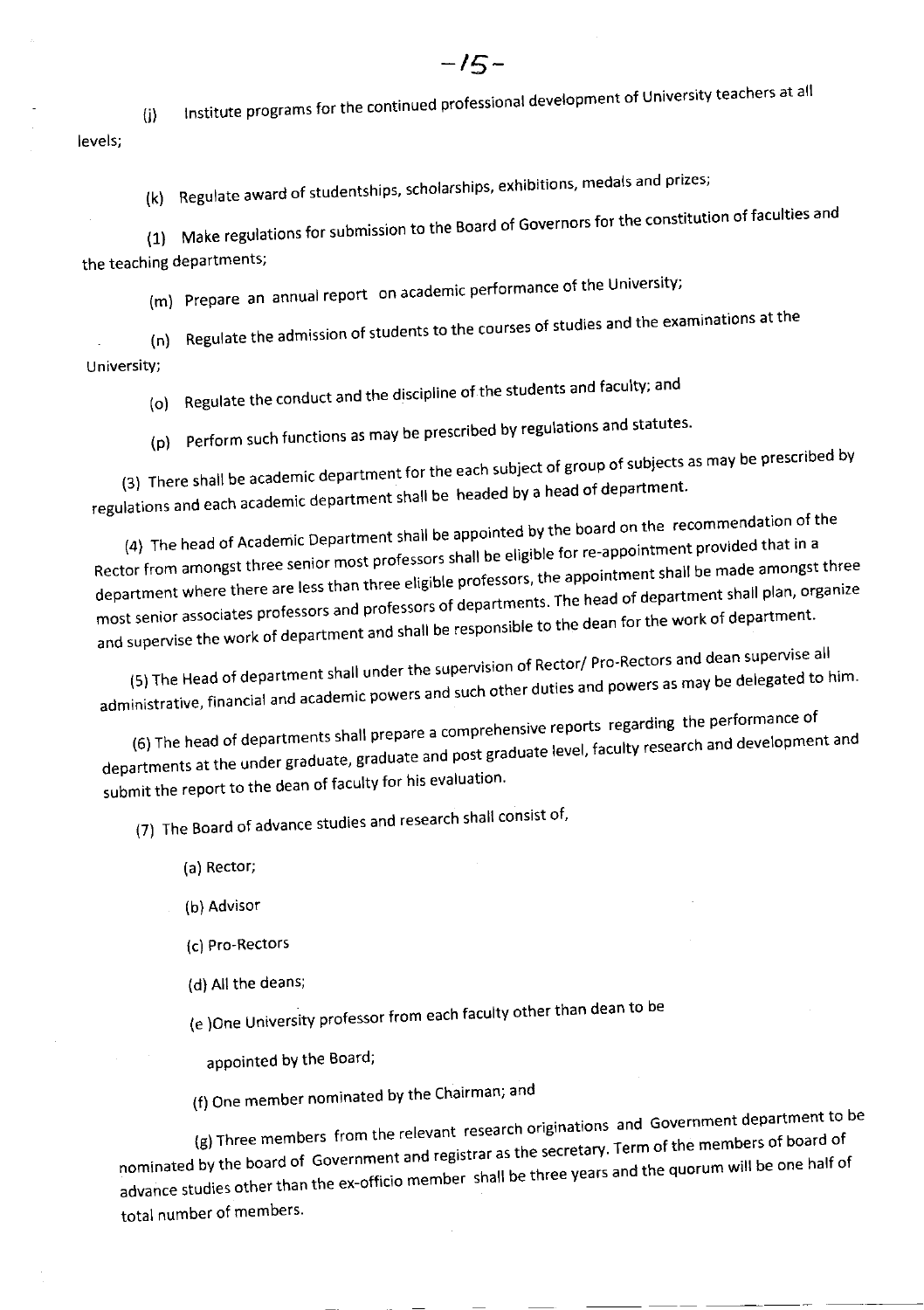(j) Institute programs for the continued professional development of University teachers at all levels;

(k) Regulate award of studentships, scholarships, exhibitions, medals and prizes;

(1) Make regulations for submission to the Board of Governors for the constitution of faculties and the teaching departments;

(m) Prepare an annual report on academic performance of the University;

(n) Regulate the admission of students to the courses of studies and the examinations at the University;

(o) Regulate the conduct and the discipline of the students and faculty; and

(p) Perform such functions as may be prescribed by regulations and statutes.

(3) There shall be academic department for the each subject of group of subjects as may be prescribed by regulations and each academic department shall be headed by a head of department.

(4) The head of Academic Department shall be appointed by the board on the recommendation of the Rector from amongst three senior most professors shall be eligible for re-appointment provided that in a department where there are less than three eligible professors, the appointment shall be made amongst three most senior associates professors and professors of departments. The head of department shall plan, organize and supervise the work of department and shall be responsible to the dean for the work of department.

(5) The Head of department shall under the supervision of Rector/ Pro-Rectors and dean supervise all administrative, financial and academic powers and such other duties and powers as may be delegated to him.

(6) The head of departments shall prepare a comprehensive reports regarding the performance of departments at the under graduate, graduate and post graduate level, faculty research and development and submit the report to the dean of faculty for his evaluation.

(7) The Board of advance studies and research shall consist of,

(a) Rector;

(b) Advisor

(c) Pro-Rectors

(d) All the deans;

(e )One University professor from each faculty other than dean to be appointed by the Board;

(f) One member nominated by the Chairman; and

(g) Three members from the relevant research originations and Government department to be nominated by the board of Government and registrar as the secretary. Term of the members of board of advance studies other than the ex-officio member shall be three years and the quorum will be one half of total number of members.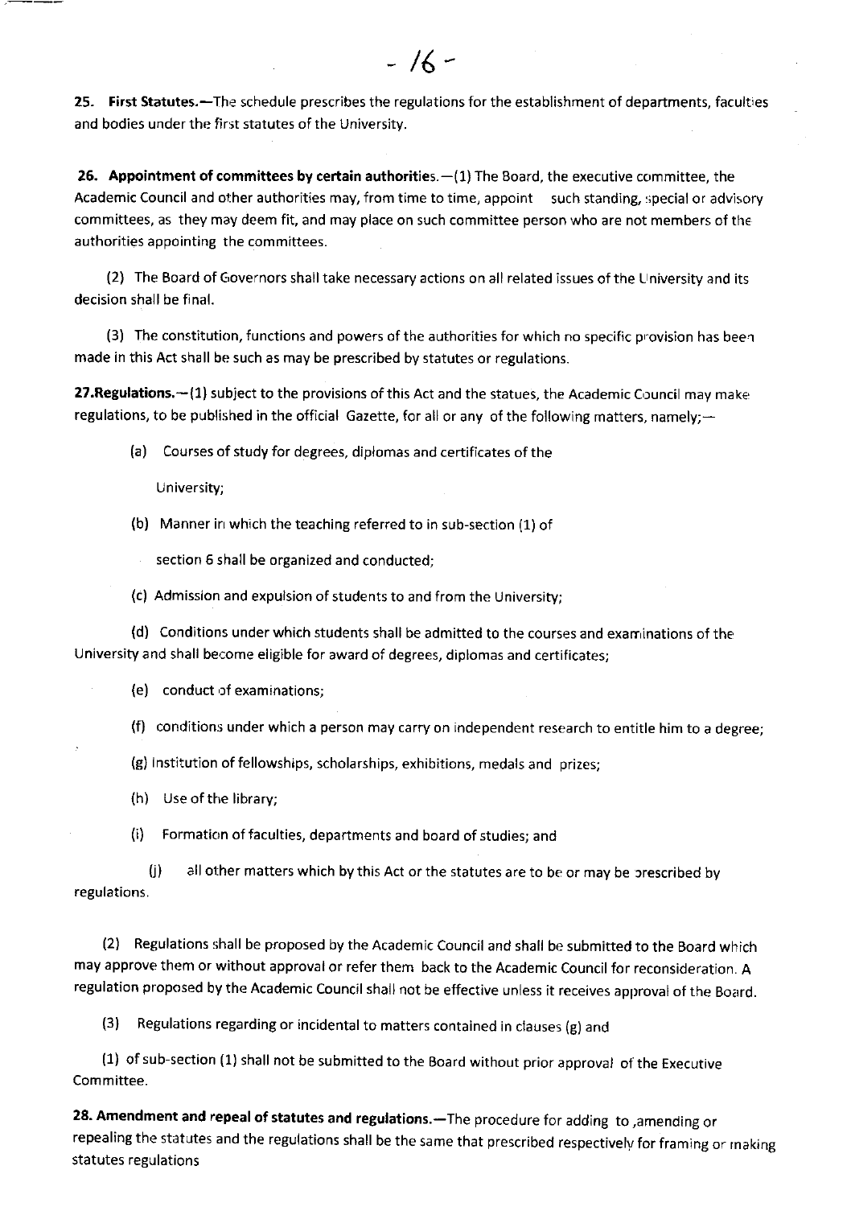**25. First Statutes.**—The schedule prescribes the regulations for the establishment of departments, faculties and bodies under the first statutes of the University.

**26. Appointment of committees by certain authorities.**—(1) The Board, the executive committee, the Academic Council and other authorities may, from time to time, appoint such standing, special or advisory committees, as they may deem fit, and may place on such committee person who are not members of the authorities appointing the committees.

(2) The Board of Governors shall take necessary actions on all related issues of the University and its decision shall be final.

(3) The constitution, functions and powers of the authorities for which no specific provision has been made in this Act shall be such as may be prescribed by statutes or regulations.

**27.Regulations.**—(1) subject to the provisions of this Act and the statues, the Academic Council may make regulations, to be published in the official Gazette, for all or any of the following matters, namely;—

(a) Courses of study for degrees, diplomas and certificates of the University;

(b) Manner in which the teaching referred to in sub-section (1) of section 6 shall be organized and conducted;

(c) Admission and expulsion of students to and from the University;

(d) Conditions under which students shall be admitted to the courses and examinations of the University and shall become eligible for award of degrees, diplomas and certificates;

(e) conduct of examinations;

(f) conditions under which a person may carry on independent research to entitle him to a degree;

(g) Institution of fellowships, scholarships, exhibitions, medals and prizes;

(h) Use of the library;

(i) Formation of faculties, departments and board of studies; and

(j) all other matters which by this Act or the statutes are to be or may be prescribed by regulations.

(2) Regulations shall be proposed by the Academic Council and shall be submitted to the Board which may approve them or without approval or refer them back to the Academic Council for reconsideration. A regulation proposed by the Academic Council shall not be effective unless it receives approval of the Board.

(3) Regulations regarding or incidental to matters contained in clauses (g) and (1) of sub-section (1) shall not be submitted to the Board without prior approval of the Executive Committee.

**28. Amendment and repeal of statutes and regulations.**—The procedure for adding to ,amending or repealing the statutes and the regulations shall be the same that prescribed respectively for framing or making statutes regulations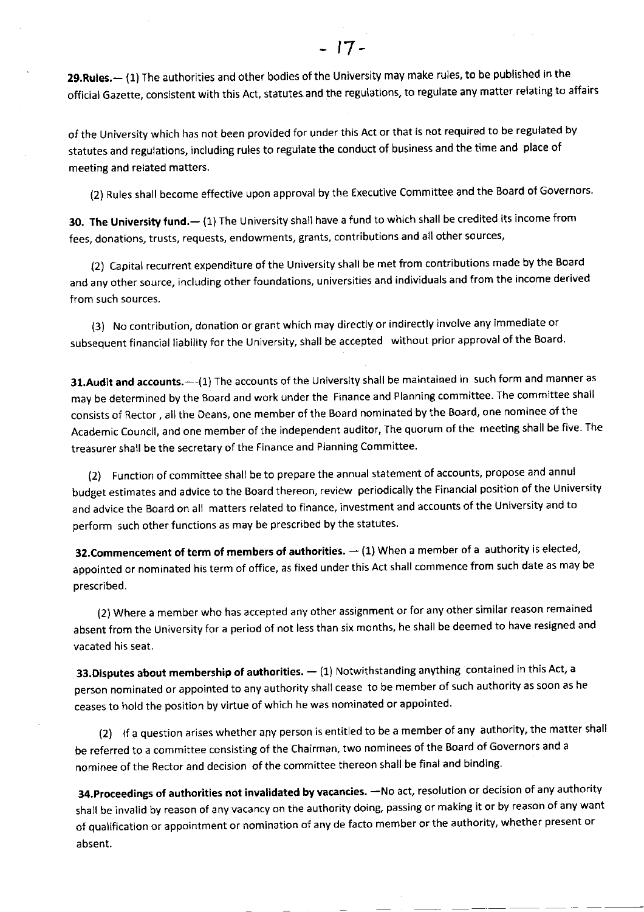**29.Rules.**— (1) The authorities and other bodies of the University may make rules, to be published in the official Gazette, consistent with this Act, statutes and the regulations, to regulate any matter relating to affairs

of the University which has not been provided for under this Act or that is not required to be regulated by statutes and regulations, including rules to regulate the conduct of business and the time and place of meeting and related matters.

(2) Rules shall become effective upon approval by the Executive Committee and the Board of Governors.

**30. The University fund.**— (1) The University shall have a fund to which shall be credited its income from fees, donations, trusts, requests, endowments, grants, contributions and all other sources,

(2) Capital recurrent expenditure of the University shall be met from contributions made by the Board and any other source, including other foundations, universities and individuals and from the income derived from such sources.

(3) No contribution, donation or grant which may directly or indirectly involve any immediate or subsequent financial liability for the University, shall be accepted without prior approval of the Board.

**31.Audit and accounts.**—(1) The accounts of the University shall be maintained in such form and manner as may be determined by the Board and work under the Finance and Planning committee. The committee shall consists of Rector , all the Deans, one member of the Board nominated by the Board, one nominee of the Academic Council, and one member of the independent auditor, The quorum of the meeting shall be five. The treasurer shall be the secretary of the Finance and Planning Committee.

(2) Function of committee shall be to prepare the annual statement of accounts, propose and annul budget estimates and advice to the Board thereon, review periodically the Financial position of the University and advice the Board on all matters related to finance, investment and accounts of the University and to perform such other functions as may be prescribed by the statutes.

**32.Commencement of term of members of authorities.** — (1) When a member of a authority is elected, appointed or nominated his term of office, as fixed under this Act shall commence from such date as may be prescribed.

(2) Where a member who has accepted any other assignment or for any other similar reason remained absent from the University for a period of not less than six months, he shall be deemed to have resigned and vacated his seat.

**33.Disputes about membership of authorities.** — (1) Notwithstanding anything contained in this Act, a person nominated or appointed to any authority shall cease to be member of such authority as soon as he ceases to hold the position by virtue of which he was nominated or appointed.

(2) If a question arises whether any person is entitled to be a member of any authority, the matter shall be referred to a committee consisting of the Chairman, two nominees of the Board of Governors and a nominee of the Rector and decision of the committee thereon shall be final and binding.

**34.Proceedings of authorities not invalidated by vacancies.** —No act, resolution or decision of any authority shall be invalid by reason of any vacancy on the authority doing, passing or making it or by reason of any want of qualification or appointment or nomination of any de facto member or the authority, whether present or absent.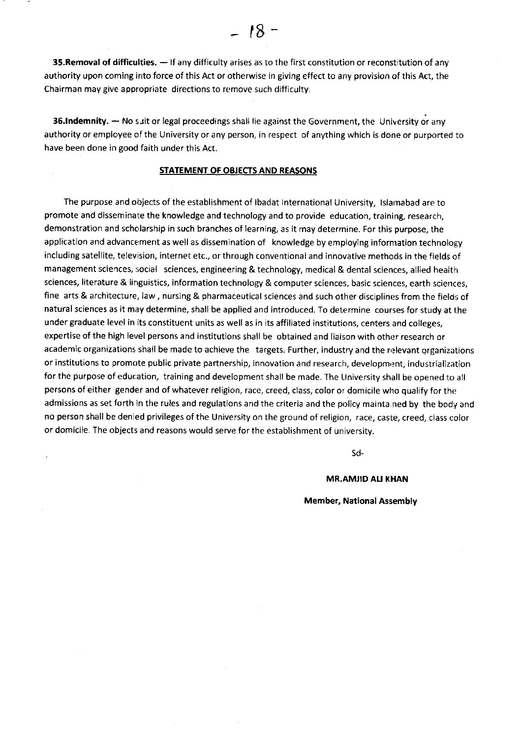**35.Removal of difficulties.** — If any difficulty arises as to the first constitution or reconstitution of any authority upon coming into force of this Act or otherwise in giving effect to any provision of this Act, the Chairman may give appropriate directions to remove such difficulty.

**36.Indemnity.** — No suit or legal proceedings shall lie against the Government, the University or any authority or employee of the University or any person, in respect of anything which is done or purported to have been done in good faith under this Act.

## STATEMENT OF OBJECTS AND REASONS

The purpose and objects of the establishment of Ibadat International University, Islamabad are to promote and disseminate the knowledge and technology and to provide education, training, research, demonstration and scholarship in such branches of learning, as it may determine. For this purpose, the application and advancement as well as dissemination of knowledge by employing information technology including satellite, television, internet etc., or through conventional and innovative methods in the fields of management sciences, social sciences, engineering & technology, medical & dental sciences, allied health sciences, literature & linguistics, information technology & computer sciences, basic sciences, earth sciences, fine arts & architecture, law , nursing & pharmaceutical sciences and such other disciplines from the fields of natural sciences as it may determine, shall be applied and introduced. To determine courses for study at the under graduate level in its constituent units as well as in its affiliated institutions, centers and colleges, expertise of the high level persons and institutions shall be obtained and liaison with other research or academic organizations shall be made to achieve the targets. Further, industry and the relevant organizations or institutions to promote public private partnership, innovation and research, development, industrialization for the purpose of education, training and development shall be made. The University shall be opened to all persons of either gender and of whatever religion, race, creed, class, color or domicile who qualify for the admissions as set forth in the rules and regulations and the criteria and the policy maintained by the body and no person shall be denied privileges of the University on the ground of religion, race, caste, creed, class color or domicile. The objects and reasons would serve for the establishment of university.

Sd-

**MR.AMJID ALI KHAN**

**Member, National Assembly**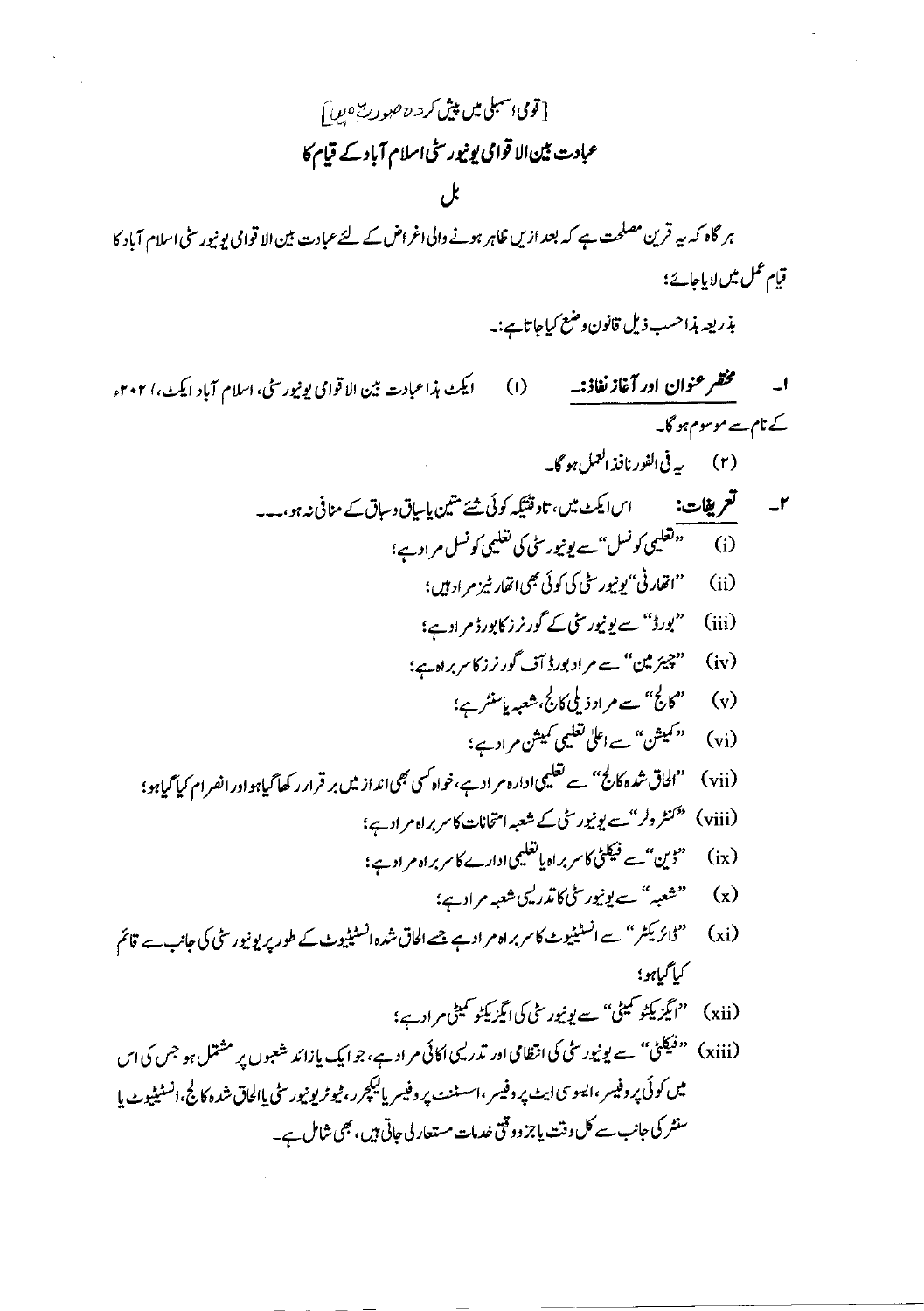[قومی اسمبلی میں پیش کردہ صورت میں]

# عبادت بین الاقوامی یونیورسٹی اسلام آباد کے قیام کا

## بل

ہر گاہ کہ یہ قرین مصلحت ہے کہ بعد ازیں ظاہر ہونے والی اغراض کے لئے عبادت بین الاقوامی یونیورسٹی اسلام آباد کا قیام عمل میں لایا جائے؛

بذریعہ ہذا حسب ذیل قانون وضع کیا جاتا ہے:۔

۱۔ ***مختصر عنوان اور آغاز نفاذ:۔*** (۱) ایکٹ ہذا عبادت بین الاقوامی یونیورسٹی، اسلام آباد ایکٹ، ۲۰۲۱ء کے نام سے موسوم ہو گا۔

(۲) یہ فی الفور نافذ العمل ہو گا۔

۲۔ ***تعریفات:*** اس ایکٹ میں، تاوقتیکہ کوئی شے متن یا سیاق و سباق کے منافی نہ ہو،۔۔۔

(i) "تعلیمی کونسل" سے یونیورسٹی کی تعلیمی کونسل مراد ہے؛

(ii) "اتھارٹی" یونیورسٹی کی کوئی بھی اتھارٹیز مراد ہیں؛

(iii) "بورڈ" سے یونیورسٹی کے گورنرز کا بورڈ مراد ہے؛

(iv) "چیئرمین" سے مراد بورڈ آف گورنرز کا سربراہ ہے؛

(v) "کالج" سے مراد ذیلی کالج، شعبہ یا سنٹر ہے؛

(vi) "کمیشن" سے اعلیٰ تعلیمی کمیشن مراد ہے؛

(vii) "الحاق شدہ کالج" سے تعلیمی ادارہ مراد ہے، خواہ کسی بھی انداز میں برقرار رکھا گیا ہو اور انصرام کیا گیا ہو؛

(viii) "کنٹرولر" سے یونیورسٹی کے شعبہ امتحانات کا سربراہ مراد ہے؛

(ix) "ڈین" سے فیکلٹی کا سربراہ یا تعلیمی ادارے کا سربراہ مراد ہے؛

(x) "شعبہ" سے یونیورسٹی کا تدریسی شعبہ مراد ہے؛

(xi) "ڈائریکٹر" سے انسٹیٹیوٹ کا سربراہ مراد ہے جسے الحاق شدہ انسٹیٹیوٹ کے طور پر یونیورسٹی کی جانب سے قائم کیا گیا ہو؛

(xii) "ایگزیکٹو کمیٹی" سے یونیورسٹی کی ایگزیکٹو کمیٹی مراد ہے؛

(xiii) "فیکلٹی" سے یونیورسٹی کی انتظامی اور تدریسی اکائی مراد ہے، جو ایک یا زائد شعبوں پر مشتمل ہو جس کی اس میں کوئی پروفیسر، ایسوسی ایٹ پروفیسر، اسسٹنٹ پروفیسر یا لیکچرر، ٹیوٹر یونیورسٹی یا الحاق شدہ کالج، انسٹیٹیوٹ یا سنٹر کی جانب سے کل وقتی یا جزو وقتی خدمات مستعار لی جاتی ہیں، بھی شامل ہے۔